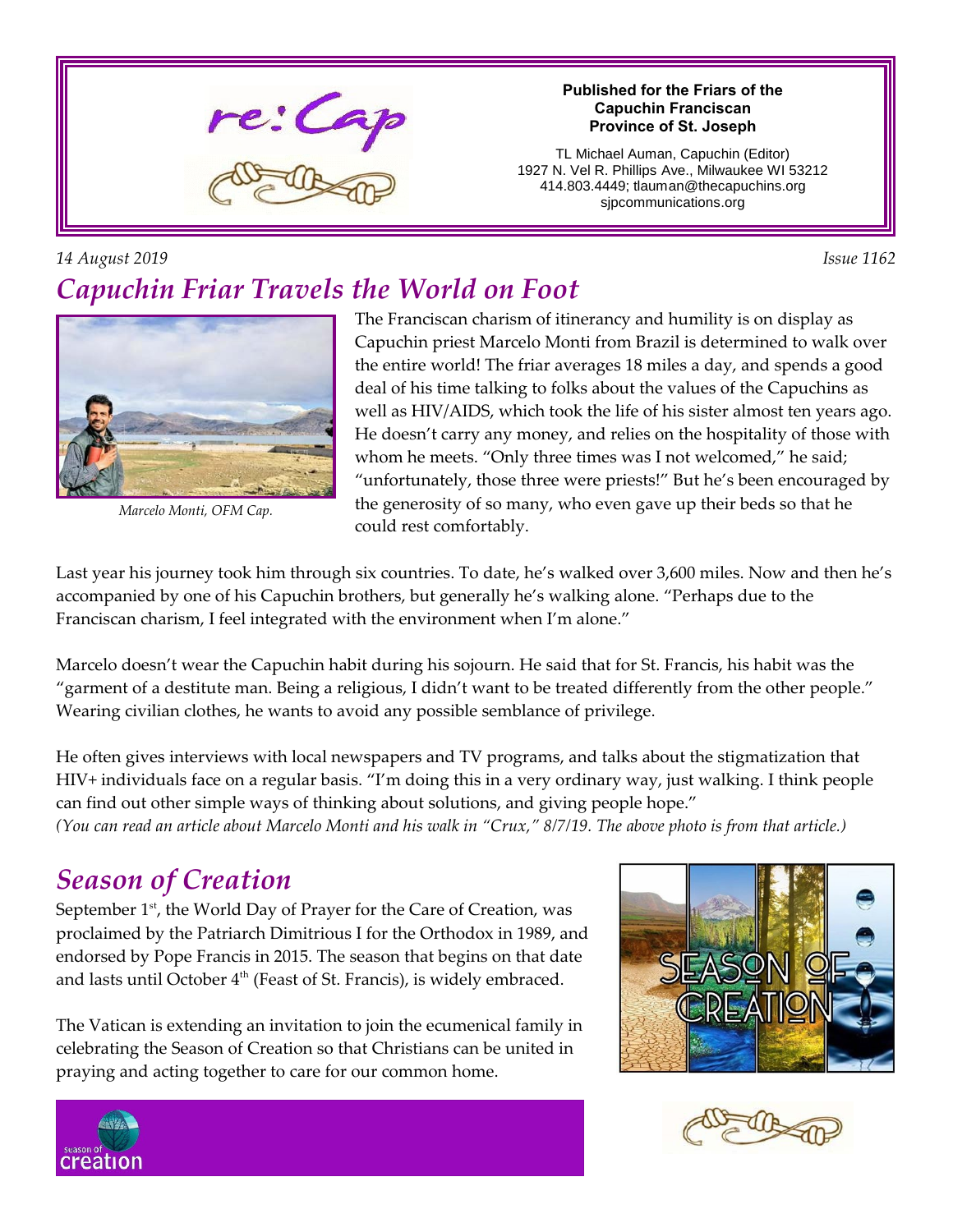# re:Cap

**Published for the Friars of the Capuchin Franciscan Province of St. Joseph**

TL Michael Auman, Capuchin (Editor)
1927 N. Vel R. Phillips Ave., Milwaukee WI 53212
414.803.4449; tlauman@thecapuchins.org
sjpcommunications.org

*14 August 2019* *Issue 1162*

## *Capuchin Friar Travels the World on Foot*

*Marcelo Monti, OFM Cap.*

The Franciscan charism of itinerancy and humility is on display as Capuchin priest Marcelo Monti from Brazil is determined to walk over the entire world! The friar averages 18 miles a day, and spends a good deal of his time talking to folks about the values of the Capuchins as well as HIV/AIDS, which took the life of his sister almost ten years ago. He doesn't carry any money, and relies on the hospitality of those with whom he meets. "Only three times was I not welcomed," he said; "unfortunately, those three were priests!" But he's been encouraged by the generosity of so many, who even gave up their beds so that he could rest comfortably.

Last year his journey took him through six countries. To date, he's walked over 3,600 miles. Now and then he's accompanied by one of his Capuchin brothers, but generally he's walking alone. "Perhaps due to the Franciscan charism, I feel integrated with the environment when I'm alone."

Marcelo doesn't wear the Capuchin habit during his sojourn. He said that for St. Francis, his habit was the "garment of a destitute man. Being a religious, I didn't want to be treated differently from the other people." Wearing civilian clothes, he wants to avoid any possible semblance of privilege.

He often gives interviews with local newspapers and TV programs, and talks about the stigmatization that HIV+ individuals face on a regular basis. "I'm doing this in a very ordinary way, just walking. I think people can find out other simple ways of thinking about solutions, and giving people hope."

*(You can read an article about Marcelo Monti and his walk in "Crux," 8/7/19. The above photo is from that article.)*

## *Season of Creation*

September 1st, the World Day of Prayer for the Care of Creation, was proclaimed by the Patriarch Dimitrious I for the Orthodox in 1989, and endorsed by Pope Francis in 2015. The season that begins on that date and lasts until October 4th (Feast of St. Francis), is widely embraced.

The Vatican is extending an invitation to join the ecumenical family in celebrating the Season of Creation so that Christians can be united in praying and acting together to care for our common home.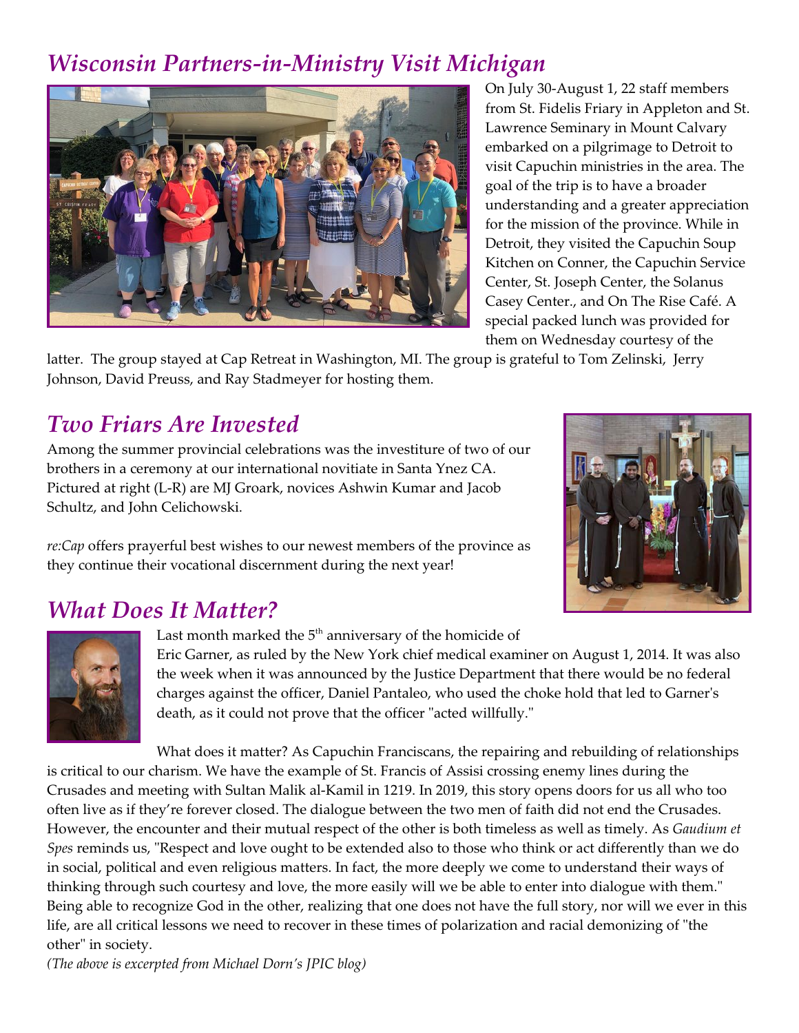## *Wisconsin Partners-in-Ministry Visit Michigan*

On July 30-August 1, 22 staff members from St. Fidelis Friary in Appleton and St. Lawrence Seminary in Mount Calvary embarked on a pilgrimage to Detroit to visit Capuchin ministries in the area. The goal of the trip is to have a broader understanding and a greater appreciation for the mission of the province. While in Detroit, they visited the Capuchin Soup Kitchen on Conner, the Capuchin Service Center, St. Joseph Center, the Solanus Casey Center., and On The Rise Café. A special packed lunch was provided for them on Wednesday courtesy of the latter. The group stayed at Cap Retreat in Washington, MI. The group is grateful to Tom Zelinski, Jerry Johnson, David Preuss, and Ray Stadmeyer for hosting them.

## *Two Friars Are Invested*

Among the summer provincial celebrations was the investiture of two of our brothers in a ceremony at our international novitiate in Santa Ynez CA. Pictured at right (L-R) are MJ Groark, novices Ashwin Kumar and Jacob Schultz, and John Celichowski.

*re:Cap* offers prayerful best wishes to our newest members of the province as they continue their vocational discernment during the next year!

## *What Does It Matter?*

Last month marked the 5th anniversary of the homicide of Eric Garner, as ruled by the New York chief medical examiner on August 1, 2014. It was also the week when it was announced by the Justice Department that there would be no federal charges against the officer, Daniel Pantaleo, who used the choke hold that led to Garner's death, as it could not prove that the officer "acted willfully."

What does it matter? As Capuchin Franciscans, the repairing and rebuilding of relationships is critical to our charism. We have the example of St. Francis of Assisi crossing enemy lines during the Crusades and meeting with Sultan Malik al-Kamil in 1219. In 2019, this story opens doors for us all who too often live as if they're forever closed. The dialogue between the two men of faith did not end the Crusades. However, the encounter and their mutual respect of the other is both timeless as well as timely. As *Gaudium et Spes* reminds us, "Respect and love ought to be extended also to those who think or act differently than we do in social, political and even religious matters. In fact, the more deeply we come to understand their ways of thinking through such courtesy and love, the more easily will we be able to enter into dialogue with them." Being able to recognize God in the other, realizing that one does not have the full story, nor will we ever in this life, are all critical lessons we need to recover in these times of polarization and racial demonizing of "the other" in society.

*(The above is excerpted from Michael Dorn's JPIC blog)*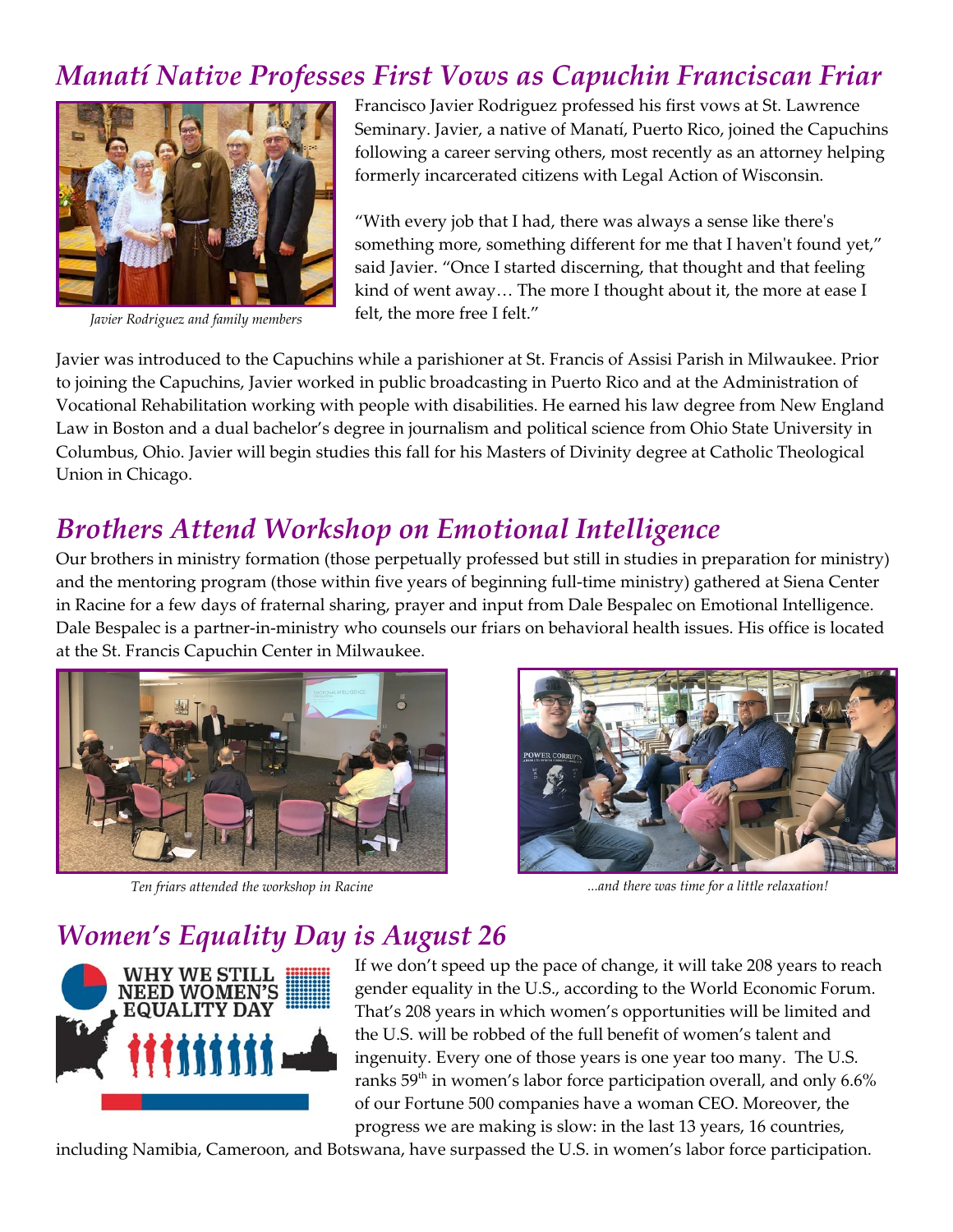## *Manatí Native Professes First Vows as Capuchin Franciscan Friar*

*Javier Rodriguez and family members*

Francisco Javier Rodriguez professed his first vows at St. Lawrence Seminary. Javier, a native of Manatí, Puerto Rico, joined the Capuchins following a career serving others, most recently as an attorney helping formerly incarcerated citizens with Legal Action of Wisconsin.

"With every job that I had, there was always a sense like there's something more, something different for me that I haven't found yet," said Javier. "Once I started discerning, that thought and that feeling kind of went away… The more I thought about it, the more at ease I felt, the more free I felt."

Javier was introduced to the Capuchins while a parishioner at St. Francis of Assisi Parish in Milwaukee. Prior to joining the Capuchins, Javier worked in public broadcasting in Puerto Rico and at the Administration of Vocational Rehabilitation working with people with disabilities. He earned his law degree from New England Law in Boston and a dual bachelor's degree in journalism and political science from Ohio State University in Columbus, Ohio. Javier will begin studies this fall for his Masters of Divinity degree at Catholic Theological Union in Chicago.

## *Brothers Attend Workshop on Emotional Intelligence*

Our brothers in ministry formation (those perpetually professed but still in studies in preparation for ministry) and the mentoring program (those within five years of beginning full-time ministry) gathered at Siena Center in Racine for a few days of fraternal sharing, prayer and input from Dale Bespalec on Emotional Intelligence. Dale Bespalec is a partner-in-ministry who counsels our friars on behavioral health issues. His office is located at the St. Francis Capuchin Center in Milwaukee.

*Ten friars attended the workshop in Racine*

*...and there was time for a little relaxation!*

## *Women's Equality Day is August 26*

WHY WE STILL NEED WOMEN'S EQUALITY DAY

If we don't speed up the pace of change, it will take 208 years to reach gender equality in the U.S., according to the World Economic Forum. That's 208 years in which women's opportunities will be limited and the U.S. will be robbed of the full benefit of women's talent and ingenuity. Every one of those years is one year too many. The U.S. ranks 59th in women's labor force participation overall, and only 6.6% of our Fortune 500 companies have a woman CEO. Moreover, the progress we are making is slow: in the last 13 years, 16 countries, including Namibia, Cameroon, and Botswana, have surpassed the U.S. in women's labor force participation.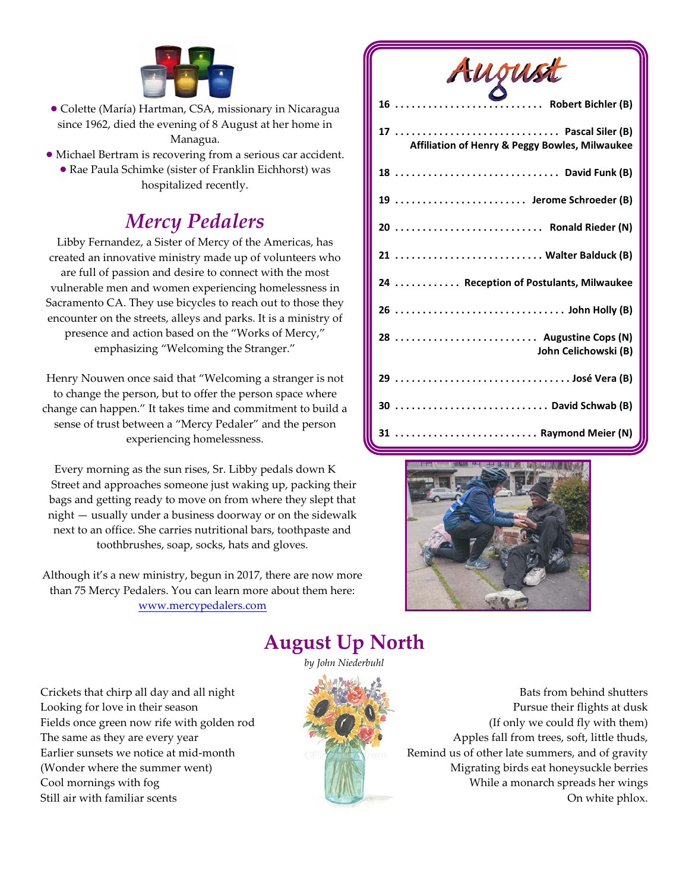- Colette (María) Hartman, CSA, missionary in Nicaragua since 1962, died the evening of 8 August at her home in Managua.
- Michael Bertram is recovering from a serious car accident.
- Rae Paula Schimke (sister of Franklin Eichhorst) was hospitalized recently.

## *Mercy Pedalers*

Libby Fernandez, a Sister of Mercy of the Americas, has created an innovative ministry made up of volunteers who are full of passion and desire to connect with the most vulnerable men and women experiencing homelessness in Sacramento CA. They use bicycles to reach out to those they encounter on the streets, alleys and parks. It is a ministry of presence and action based on the "Works of Mercy," emphasizing "Welcoming the Stranger."

Henry Nouwen once said that "Welcoming a stranger is not to change the person, but to offer the person space where change can happen." It takes time and commitment to build a sense of trust between a "Mercy Pedaler" and the person experiencing homelessness.

Every morning as the sun rises, Sr. Libby pedals down K Street and approaches someone just waking up, packing their bags and getting ready to move on from where they slept that night — usually under a business doorway or on the sidewalk next to an office. She carries nutritional bars, toothpaste and toothbrushes, soap, socks, hats and gloves.

Although it's a new ministry, begun in 2017, there are now more than 75 Mercy Pedalers. You can learn more about them here: [www.mercypedalers.com](http://www.mercypedalers.com)

## August

**16** ........ **Robert Bichler (B)**

**17** ........ **Pascal Siler (B)**
**Affiliation of Henry & Peggy Bowles, Milwaukee**

**18** ........ **David Funk (B)**

**19** ........ **Jerome Schroeder (B)**

**20** ........ **Ronald Rieder (N)**

**21** ........ **Walter Balduck (B)**

**24** ........ **Reception of Postulants, Milwaukee**

**26** ........ **John Holly (B)**

**28** ........ **Augustine Cops (N)**
**John Celichowski (B)**

**29** ........ **José Vera (B)**

**30** ........ **David Schwab (B)**

**31** ........ **Raymond Meier (N)**

## August Up North

*by John Niederbuhl*

Crickets that chirp all day and all night
Looking for love in their season
Fields once green now rife with golden rod
The same as they are every year
Earlier sunsets we notice at mid-month
(Wonder where the summer went)
Cool mornings with fog
Still air with familiar scents

Bats from behind shutters
Pursue their flights at dusk
(If only we could fly with them)
Apples fall from trees, soft, little thuds,
Remind us of other late summers, and of gravity
Migrating birds eat honeysuckle berries
While a monarch spreads her wings
On white phlox.